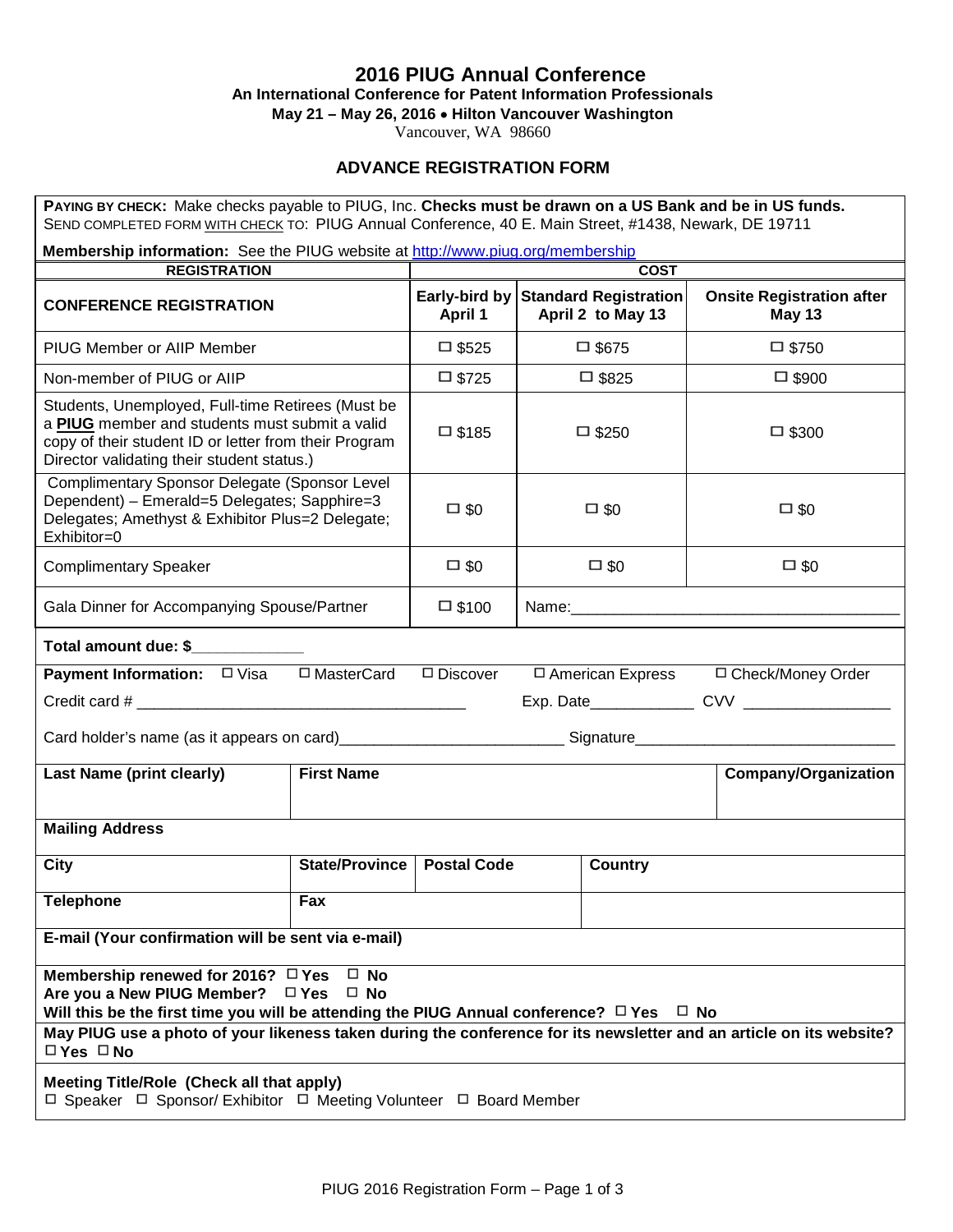# 2016 PIUG Annual Conference

**An International Conference for Patent Information Professionals**

**May 21 – May 26, 2016 • Hilton Vancouver Washington**

Vancouver, WA 98660

## ADVANCE REGISTRATION FORM

**PAYING BY CHECK:** Make checks payable to PIUG, Inc. **Checks must be drawn on a US Bank and be in US funds.**
SEND COMPLETED FORM WITH CHECK TO: PIUG Annual Conference, 40 E. Main Street, #1438, Newark, DE 19711

**Membership information:** See the PIUG website at http://www.piug.org/membership

| REGISTRATION | COST | | |
|---|---|---|---|
| **CONFERENCE REGISTRATION** | **Early-bird by April 1** | **Standard Registration April 2 to May 13** | **Onsite Registration after May 13** |
| PIUG Member or AIIP Member | ☐ $525 | ☐ $675 | ☐ $750 |
| Non-member of PIUG or AIIP | ☐ $725 | ☐ $825 | ☐ $900 |
| Students, Unemployed, Full-time Retirees (Must be a **PIUG** member and students must submit a valid copy of their student ID or letter from their Program Director validating their student status.) | ☐ $185 | ☐ $250 | ☐ $300 |
| Complimentary Sponsor Delegate (Sponsor Level Dependent) – Emerald=5 Delegates; Sapphire=3 Delegates; Amethyst & Exhibitor Plus=2 Delegate; Exhibitor=0 | ☐ $0 | ☐ $0 | ☐ $0 |
| Complimentary Speaker | ☐ $0 | ☐ $0 | ☐ $0 |
| Gala Dinner for Accompanying Spouse/Partner | ☐ $100 | Name:_______________________________________ | |

**Total amount due: $_____________**

**Payment Information:** ☐ Visa ☐ MasterCard ☐ Discover ☐ American Express ☐ Check/Money Order

Credit card # ______________________________________ Exp. Date____________ CVV _________________

Card holder's name (as it appears on card)__________________________ Signature______________________________

| **Last Name (print clearly)** | **First Name** | | | **Company/Organization** |
|---|---|---|---|---|
| **Mailing Address** | | | | |
| **City** | **State/Province** | **Postal Code** | **Country** | |
| **Telephone** | **Fax** | | | |
| **E-mail (Your confirmation will be sent via e-mail)** | | | | |

**Membership renewed for 2016?** ☐ **Yes** ☐ **No**
**Are you a New PIUG Member?** ☐ **Yes** ☐ **No**
**Will this be the first time you will be attending the PIUG Annual conference?** ☐ **Yes** ☐ **No**

**May PIUG use a photo of your likeness taken during the conference for its newsletter and an article on its website?**
☐ **Yes** ☐ **No**

**Meeting Title/Role (Check all that apply)**
☐ Speaker ☐ Sponsor/ Exhibitor ☐ Meeting Volunteer ☐ Board Member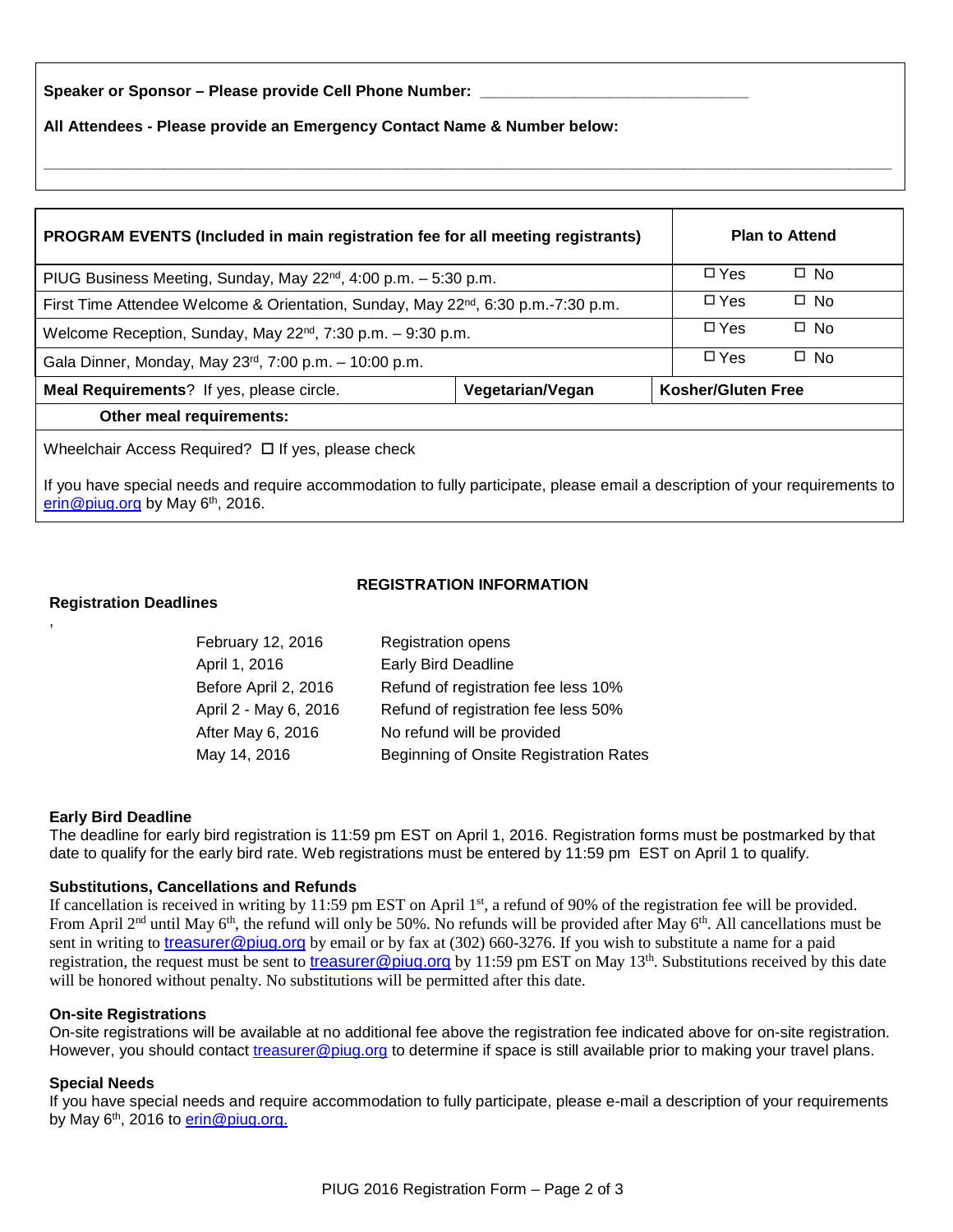**Speaker or Sponsor – Please provide Cell Phone Number: ______________________________**

**All Attendees - Please provide an Emergency Contact Name & Number below:**

_____________________________________________________________________________________________

| **PROGRAM EVENTS (Included in main registration fee for all meeting registrants)** | | **Plan to Attend** |
|---|---|---|
| PIUG Business Meeting, Sunday, May 22nd, 4:00 p.m. – 5:30 p.m. | | ☐ Yes ☐ No |
| First Time Attendee Welcome & Orientation, Sunday, May 22nd, 6:30 p.m.-7:30 p.m. | | ☐ Yes ☐ No |
| Welcome Reception, Sunday, May 22nd, 7:30 p.m. – 9:30 p.m. | | ☐ Yes ☐ No |
| Gala Dinner, Monday, May 23rd, 7:00 p.m. – 10:00 p.m. | | ☐ Yes ☐ No |
| **Meal Requirements**? If yes, please circle. | **Vegetarian/Vegan** | **Kosher/Gluten Free** |
| **Other meal requirements:** | | |
| Wheelchair Access Required? ☐ If yes, please check | | |
| If you have special needs and require accommodation to fully participate, please email a description of your requirements to erin@piug.org by May 6th, 2016. | | |

## REGISTRATION INFORMATION

### Registration Deadlines

| | |
|---|---|
| February 12, 2016 | Registration opens |
| April 1, 2016 | Early Bird Deadline |
| Before April 2, 2016 | Refund of registration fee less 10% |
| April 2 - May 6, 2016 | Refund of registration fee less 50% |
| After May 6, 2016 | No refund will be provided |
| May 14, 2016 | Beginning of Onsite Registration Rates |

### Early Bird Deadline

The deadline for early bird registration is 11:59 pm EST on April 1, 2016. Registration forms must be postmarked by that date to qualify for the early bird rate. Web registrations must be entered by 11:59 pm EST on April 1 to qualify.

### Substitutions, Cancellations and Refunds

If cancellation is received in writing by 11:59 pm EST on April 1st, a refund of 90% of the registration fee will be provided. From April 2nd until May 6th, the refund will only be 50%. No refunds will be provided after May 6th. All cancellations must be sent in writing to treasurer@piug.org by email or by fax at (302) 660-3276. If you wish to substitute a name for a paid registration, the request must be sent to treasurer@piug.org by 11:59 pm EST on May 13th. Substitutions received by this date will be honored without penalty. No substitutions will be permitted after this date.

### On-site Registrations

On-site registrations will be available at no additional fee above the registration fee indicated above for on-site registration. However, you should contact treasurer@piug.org to determine if space is still available prior to making your travel plans.

### Special Needs

If you have special needs and require accommodation to fully participate, please e-mail a description of your requirements by May 6th, 2016 to erin@piug.org.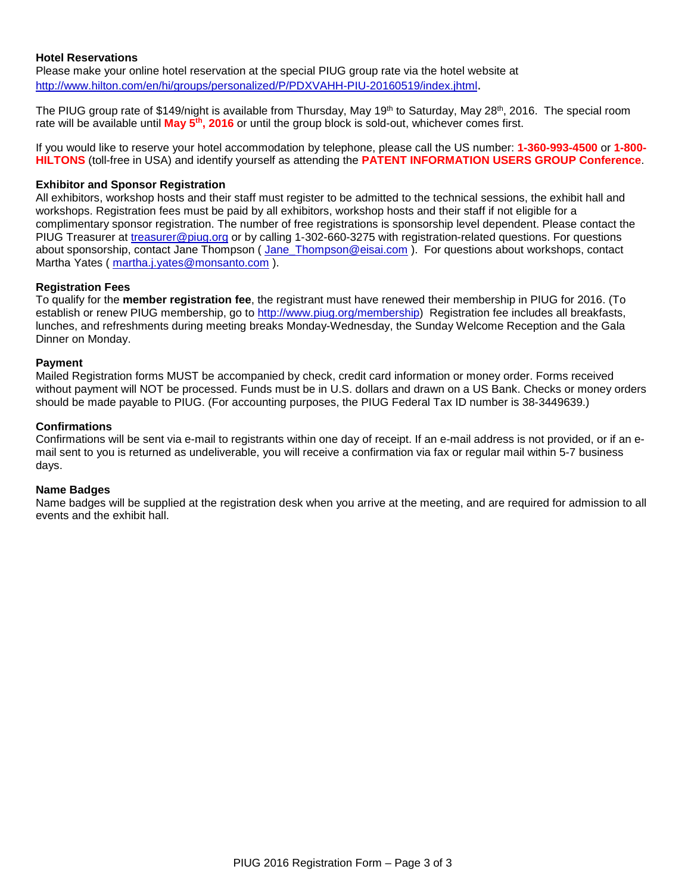### Hotel Reservations

Please make your online hotel reservation at the special PIUG group rate via the hotel website at http://www.hilton.com/en/hi/groups/personalized/P/PDXVAHH-PIU-20160519/index.jhtml.

The PIUG group rate of $149/night is available from Thursday, May 19th to Saturday, May 28th, 2016. The special room rate will be available until **May 5th, 2016** or until the group block is sold-out, whichever comes first.

If you would like to reserve your hotel accommodation by telephone, please call the US number: **1-360-993-4500** or **1-800-HILTONS** (toll-free in USA) and identify yourself as attending the **PATENT INFORMATION USERS GROUP Conference**.

### Exhibitor and Sponsor Registration

All exhibitors, workshop hosts and their staff must register to be admitted to the technical sessions, the exhibit hall and workshops. Registration fees must be paid by all exhibitors, workshop hosts and their staff if not eligible for a complimentary sponsor registration. The number of free registrations is sponsorship level dependent. Please contact the PIUG Treasurer at treasurer@piug.org or by calling 1-302-660-3275 with registration-related questions. For questions about sponsorship, contact Jane Thompson ( Jane_Thompson@eisai.com ). For questions about workshops, contact Martha Yates ( martha.j.yates@monsanto.com ).

### Registration Fees

To qualify for the **member registration fee**, the registrant must have renewed their membership in PIUG for 2016. (To establish or renew PIUG membership, go to http://www.piug.org/membership) Registration fee includes all breakfasts, lunches, and refreshments during meeting breaks Monday-Wednesday, the Sunday Welcome Reception and the Gala Dinner on Monday.

### Payment

Mailed Registration forms MUST be accompanied by check, credit card information or money order. Forms received without payment will NOT be processed. Funds must be in U.S. dollars and drawn on a US Bank. Checks or money orders should be made payable to PIUG. (For accounting purposes, the PIUG Federal Tax ID number is 38-3449639.)

### Confirmations

Confirmations will be sent via e-mail to registrants within one day of receipt. If an e-mail address is not provided, or if an e-mail sent to you is returned as undeliverable, you will receive a confirmation via fax or regular mail within 5-7 business days.

### Name Badges

Name badges will be supplied at the registration desk when you arrive at the meeting, and are required for admission to all events and the exhibit hall.